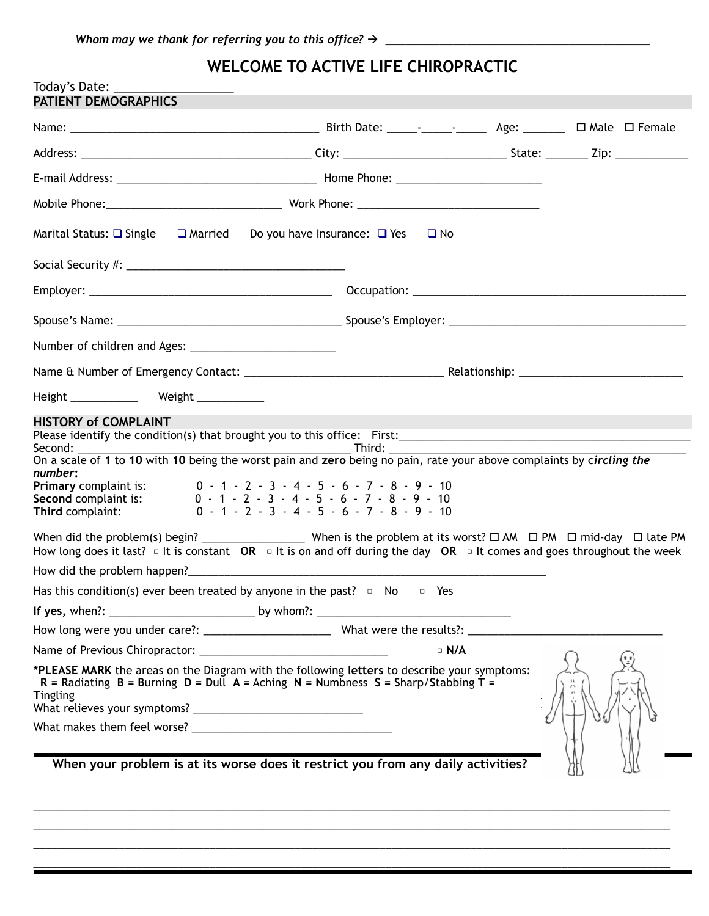*Whom may we thank for referring you to this office?* → ___________________________________________

# WELCOME TO ACTIVE LIFE CHIROPRACTIC

Today's Date: __________________

## PATIENT DEMOGRAPHICS

Name: __________________________________________ Birth Date: _____-_____-_____ Age: _______ ☐ Male ☐ Female

Address: ______________________________________ City: ___________________________ State: _______ Zip: ____________

E-mail Address: __________________________________ Home Phone: ________________________

Mobile Phone:______________________________ Work Phone: ______________________________

Marital Status: ❑ Single ❑ Married Do you have Insurance: ❑ Yes ❑ No

Social Security #: ___________________________________

Employer: ________________________________________ Occupation: ______________________________________________

Spouse's Name: ______________________________________ Spouse's Employer: _______________________________________

Number of children and Ages: ________________________

Name & Number of Emergency Contact: __________________________________ Relationship: ____________________________

Height ___________ Weight ___________

## HISTORY of COMPLAINT

Please identify the condition(s) that brought you to this office: First:__________________________________________________

Second: ______________________________________________ Third: ____________________________________________________

On a scale of **1** to **10** with **10** being the worst pain and **zero** being no pain, rate your above complaints by c*ircling the number*:

**Primary** complaint is: 0 - 1 - 2 - 3 - 4 - 5 - 6 - 7 - 8 - 9 - 10

**Second** complaint is: 0 - 1 - 2 - 3 - 4 - 5 - 6 - 7 - 8 - 9 - 10

**Third** complaint: 0 - 1 - 2 - 3 - 4 - 5 - 6 - 7 - 8 - 9 - 10

When did the problem(s) begin? _________________ When is the problem at its worst? ☐ AM ☐ PM ☐ mid-day ☐ late PM

How long does it last? ▫ It is constant **OR** ▫ It is on and off during the day **OR** ▫ It comes and goes throughout the week

How did the problem happen?_______________________________________________________________

Has this condition(s) ever been treated by anyone in the past? ▫ No ▫ Yes

**If yes,** when?: ________________________ by whom?: __________________________________

How long were you under care?: ______________________ What were the results?: _________________________________

Name of Previous Chiropractor: _______________________________ ▫ **N/A**

***PLEASE MARK** the areas on the Diagram with the following **letters** to describe your symptoms:
**R** = **R**adiating **B** = **B**urning **D** = **D**ull **A** = Aching **N** = **N**umbness **S** = **S**harp/**S**tabbing **T** = **T**ingling

What relieves your symptoms? ____________________________

What makes them feel worse? __________________________________

**When your problem is at its worse does it restrict you from any daily activities?**

_____________________________________________________________________________________________________

_____________________________________________________________________________________________________

_____________________________________________________________________________________________________

_____________________________________________________________________________________________________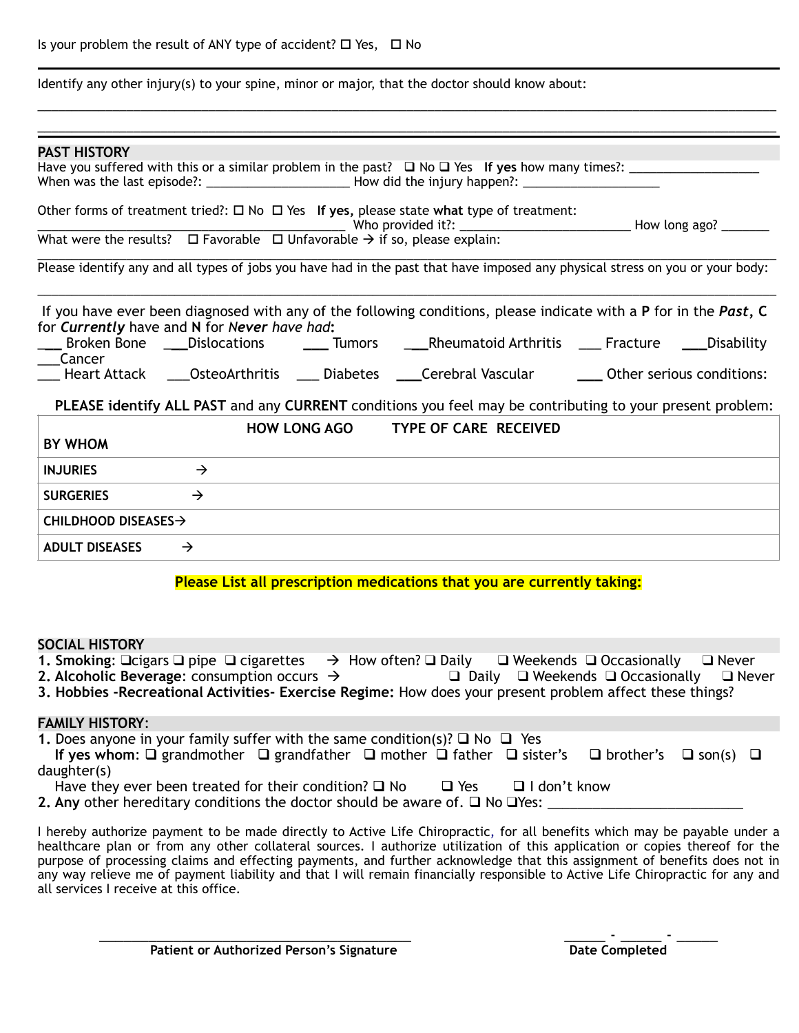Is your problem the result of ANY type of accident? ☐ Yes, ☐ No

---

Identify any other injury(s) to your spine, minor or major, that the doctor should know about:

______________________________________________________________________________________________

______________________________________________________________________________________________

## PAST HISTORY

Have you suffered with this or a similar problem in the past? ❑ No ❑ Yes **If yes** how many times?: ___________________
When was the last episode?: _____________________ How did the injury happen?: ____________________

Other forms of treatment tried?: ☐ No ☐ Yes **If yes,** please state **what** type of treatment:
_____________________________________________ Who provided it?: _________________________ How long ago? _______
What were the results? ☐ Favorable ☐ Unfavorable → if so, please explain:
______________________________________________________________________________________________
Please identify any and all types of jobs you have had in the past that have imposed any physical stress on you or your body:
______________________________________________________________________________________________

If you have ever been diagnosed with any of the following conditions, please indicate with a **P** for in the ***Past***, **C** for ***Currently*** have and **N** for *Never have had***:**

___ Broken Bone ___Dislocations ___ Tumors ___Rheumatoid Arthritis ___ Fracture ___Disability ___Cancer
___ Heart Attack ___OsteoArthritis ___ Diabetes ___Cerebral Vascular ___ Other serious conditions:

**PLEASE identify ALL PAST** and any **CURRENT** conditions you feel may be contributing to your present problem:

| | HOW LONG AGO | TYPE OF CARE RECEIVED | BY WHOM |
|---|---|---|---|
| INJURIES → | | | |
| SURGERIES → | | | |
| CHILDHOOD DISEASES→ | | | |
| ADULT DISEASES → | | | |

**Please List all prescription medications that you are currently taking:**

## SOCIAL HISTORY

1. **Smoking**: ❑cigars ❑ pipe ❑ cigarettes → How often? ❑ Daily ❑ Weekends ❑ Occasionally ❑ Never
2. **Alcoholic Beverage**: consumption occurs → ❑ Daily ❑ Weekends ❑ Occasionally ❑ Never
3. **Hobbies -Recreational Activities- Exercise Regime:** How does your present problem affect these things?

## FAMILY HISTORY:

1. Does anyone in your family suffer with the same condition(s)? ❑ No ❑ Yes
   **If yes whom**: ❑ grandmother ❑ grandfather ❑ mother ❑ father ❑ sister's ❑ brother's ❑ son(s) ❑ daughter(s)
   Have they ever been treated for their condition? ❑ No ❑ Yes ❑ I don't know
2. **Any** other hereditary conditions the doctor should be aware of. ❑ No ❑Yes: __________________________

I hereby authorize payment to be made directly to Active Life Chiropractic, for all benefits which may be payable under a healthcare plan or from any other collateral sources. I authorize utilization of this application or copies thereof for the purpose of processing claims and effecting payments, and further acknowledge that this assignment of benefits does not in any way relieve me of payment liability and that I will remain financially responsible to Active Life Chiropractic for any and all services I receive at this office.

_______________________________________ ______ - ______ - ______
**Patient or Authorized Person's Signature** **Date Completed**